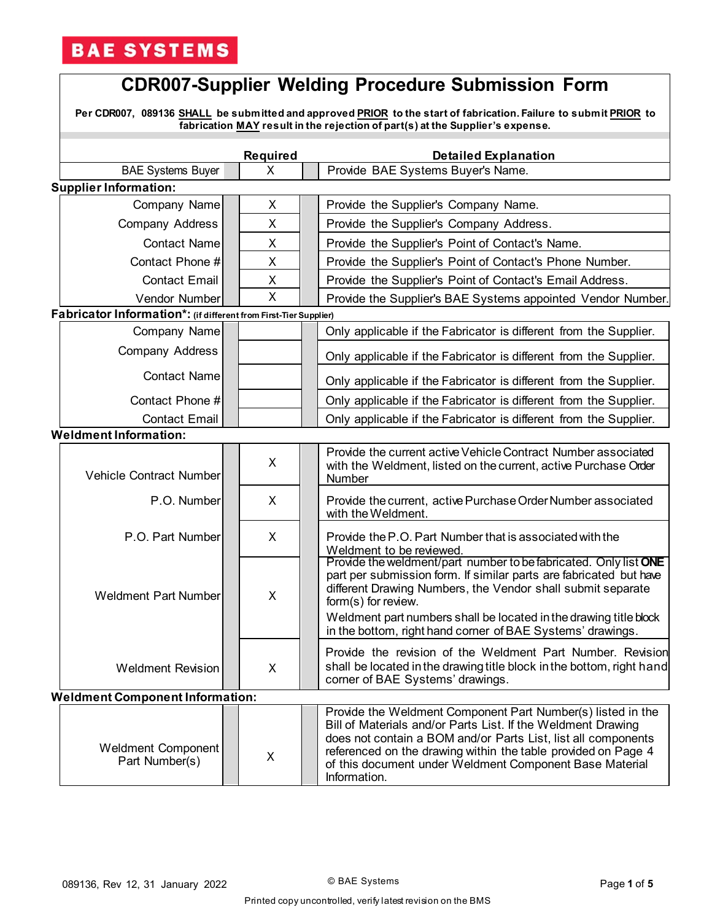BAE SYSTEMS

# CDR007-Supplier Welding Procedure Submission Form

**Per CDR007, 089136 <u>SHALL</u> be submitted and approved <u>PRIOR</u> to the start of fabrication. Failure to submit <u>PRIOR</u> to fabrication <u>MAY</u> result in the rejection of part(s) at the Supplier's expense.**

| | | Required | | Detailed Explanation |
|---|---|---|---|---|
| BAE Systems Buyer | | X | | Provide BAE Systems Buyer's Name. |

**Supplier Information:**

| | | | | |
|---|---|---|---|---|
| Company Name | | X | | Provide the Supplier's Company Name. |
| Company Address | | X | | Provide the Supplier's Company Address. |
| Contact Name | | X | | Provide the Supplier's Point of Contact's Name. |
| Contact Phone # | | X | | Provide the Supplier's Point of Contact's Phone Number. |
| Contact Email | | X | | Provide the Supplier's Point of Contact's Email Address. |
| Vendor Number | | X | | Provide the Supplier's BAE Systems appointed Vendor Number. |

**Fabricator Information*:** (if different from First-Tier Supplier)

| | | | | |
|---|---|---|---|---|
| Company Name | | | | Only applicable if the Fabricator is different from the Supplier. |
| Company Address | | | | Only applicable if the Fabricator is different from the Supplier. |
| Contact Name | | | | Only applicable if the Fabricator is different from the Supplier. |
| Contact Phone # | | | | Only applicable if the Fabricator is different from the Supplier. |
| Contact Email | | | | Only applicable if the Fabricator is different from the Supplier. |

**Weldment Information:**

| | | | | |
|---|---|---|---|---|
| Vehicle Contract Number | | X | | Provide the current active Vehicle Contract Number associated with the Weldment, listed on the current, active Purchase Order Number |
| P.O. Number | | X | | Provide the current, active Purchase Order Number associated with the Weldment. |
| P.O. Part Number | | X | | Provide the P.O. Part Number that is associated with the Weldment to be reviewed. |
| Weldment Part Number | | X | | Provide the weldment/part number to be fabricated. Only list **ONE** part per submission form. If similar parts are fabricated but have different Drawing Numbers, the Vendor shall submit separate form(s) for review. Weldment part numbers shall be located in the drawing title block in the bottom, right hand corner of BAE Systems' drawings. |
| Weldment Revision | | X | | Provide the revision of the Weldment Part Number. Revision shall be located in the drawing title block in the bottom, right hand corner of BAE Systems' drawings. |

**Weldment Component Information:**

| | | | | |
|---|---|---|---|---|
| Weldment Component Part Number(s) | | X | | Provide the Weldment Component Part Number(s) listed in the Bill of Materials and/or Parts List. If the Weldment Drawing does not contain a BOM and/or Parts List, list all components referenced on the drawing within the table provided on Page 4 of this document under Weldment Component Base Material Information. |

089136, Rev 12, 31 January 2022

© BAE Systems

Printed copy uncontrolled, verify latest revision on the BMS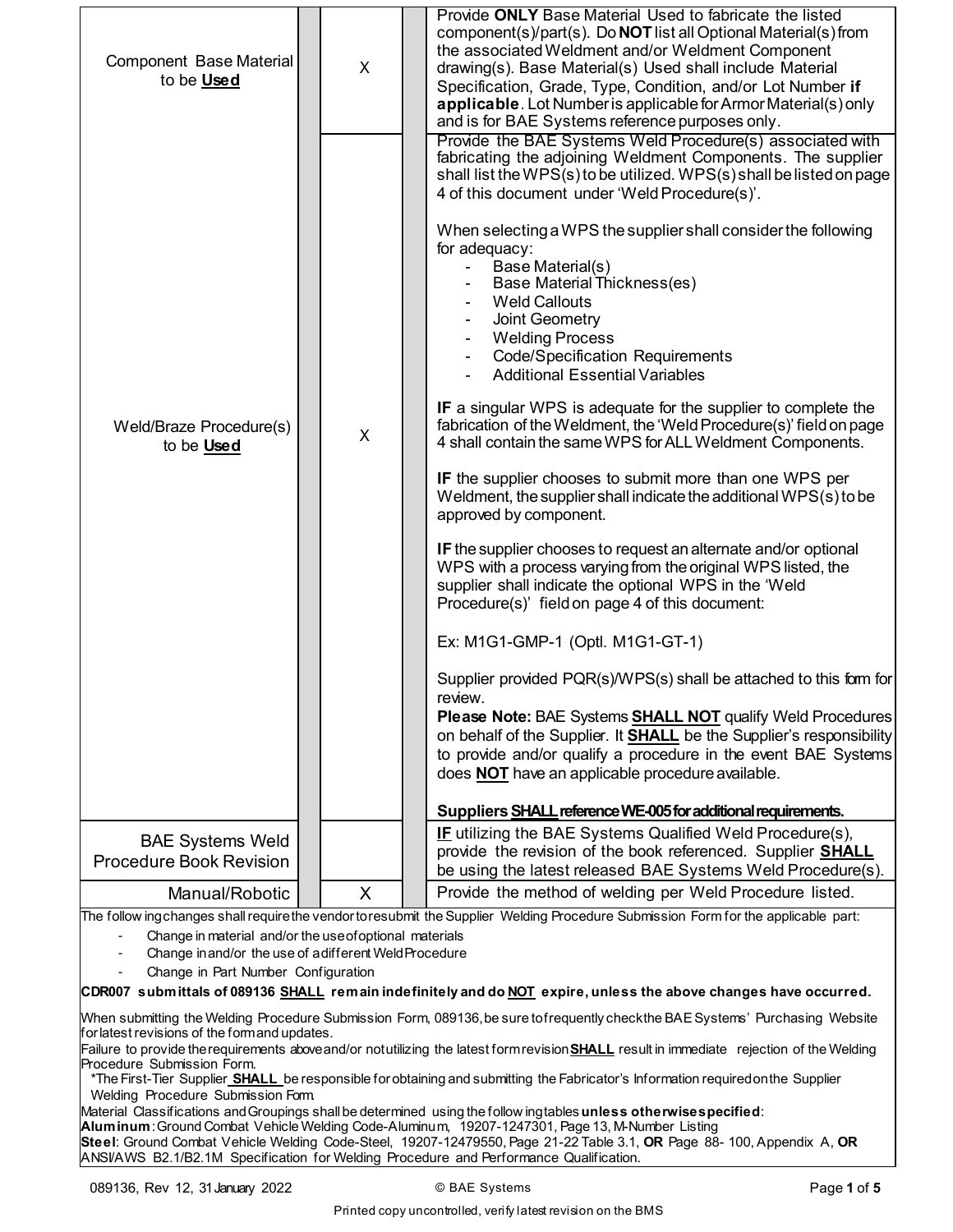| | | | | |
|---|---|---|---|---|
| Component Base Material to be **Used** | | X | | Provide **ONLY** Base Material Used to fabricate the listed component(s)/part(s). Do **NOT** list all Optional Material(s) from the associated Weldment and/or Weldment Component drawing(s). Base Material(s) Used shall include Material Specification, Grade, Type, Condition, and/or Lot Number **if applicable**. Lot Number is applicable for Armor Material(s) only and is for BAE Systems reference purposes only. |
| Weld/Braze Procedure(s) to be **Used** | | X | | Provide the BAE Systems Weld Procedure(s) associated with fabricating the adjoining Weldment Components. The supplier shall list the WPS(s) to be utilized. WPS(s) shall be listed on page 4 of this document under 'Weld Procedure(s)'.<br><br>When selecting a WPS the supplier shall consider the following for adequacy:<br>- Base Material(s)<br>- Base Material Thickness(es)<br>- Weld Callouts<br>- Joint Geometry<br>- Welding Process<br>- Code/Specification Requirements<br>- Additional Essential Variables<br><br>**IF** a singular WPS is adequate for the supplier to complete the fabrication of the Weldment, the 'Weld Procedure(s)' field on page 4 shall contain the same WPS for ALL Weldment Components.<br><br>**IF** the supplier chooses to submit more than one WPS per Weldment, the supplier shall indicate the additional WPS(s) to be approved by component.<br><br>**IF** the supplier chooses to request an alternate and/or optional WPS with a process varying from the original WPS listed, the supplier shall indicate the optional WPS in the 'Weld Procedure(s)' field on page 4 of this document:<br><br>Ex: M1G1-GMP-1 (Optl. M1G1-GT-1)<br><br>Supplier provided PQR(s)/WPS(s) shall be attached to this form for review.<br>**Please Note:** BAE Systems **SHALL NOT** qualify Weld Procedures on behalf of the Supplier. It **SHALL** be the Supplier's responsibility to provide and/or qualify a procedure in the event BAE Systems does **NOT** have an applicable procedure available.<br><br>**Suppliers SHALL reference WE-005 for additional requirements.** |
| BAE Systems Weld Procedure Book Revision | | | | **IF** utilizing the BAE Systems Qualified Weld Procedure(s), provide the revision of the book referenced. Supplier **SHALL** be using the latest released BAE Systems Weld Procedure(s). |
| Manual/Robotic | | X | | Provide the method of welding per Weld Procedure listed. |

The following changes shall require the vendor to resubmit the Supplier Welding Procedure Submission Form for the applicable part:

- Change in material and/or the use of optional materials
- Change in and/or the use of a different Weld Procedure
- Change in Part Number Configuration

**CDR007 submittals of 089136 SHALL remain indefinitely and do NOT expire, unless the above changes have occurred.**

When submitting the Welding Procedure Submission Form, 089136, be sure to frequently check the BAE Systems' Purchasing Website for latest revisions of the form and updates.

Failure to provide the requirements above and/or not utilizing the latest form revision **SHALL** result in immediate rejection of the Welding Procedure Submission Form.

*The First-Tier Supplier **SHALL** be responsible for obtaining and submitting the Fabricator's Information required on the Supplier Welding Procedure Submission Form.

Material Classifications and Groupings shall be determined using the following tables **unless otherwise specified**:

**Aluminum**: Ground Combat Vehicle Welding Code-Aluminum, 19207-1247301, Page 13, M-Number Listing

**Steel**: Ground Combat Vehicle Welding Code-Steel, 19207-12479550, Page 21-22 Table 3.1, **OR** Page 88- 100, Appendix A, **OR** ANSI/AWS B2.1/B2.1M Specification for Welding Procedure and Performance Qualification.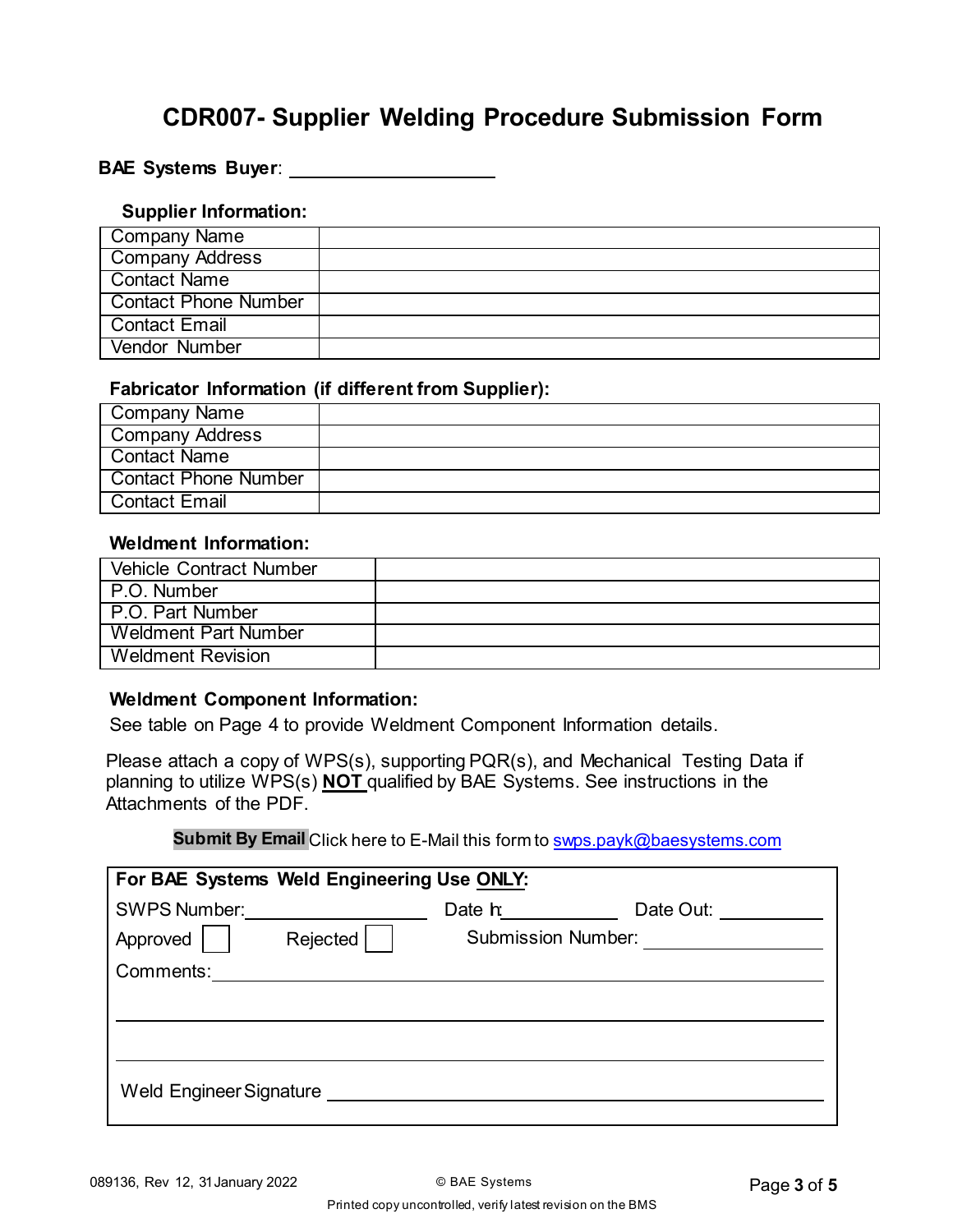# CDR007- Supplier Welding Procedure Submission Form

**BAE Systems Buyer**: ____________________

**Supplier Information:**

| Company Name | |
|---|---|
| Company Address | |
| Contact Name | |
| Contact Phone Number | |
| Contact Email | |
| Vendor Number | |

**Fabricator Information (if different from Supplier):**

| Company Name | |
|---|---|
| Company Address | |
| Contact Name | |
| Contact Phone Number | |
| Contact Email | |

**Weldment Information:**

| Vehicle Contract Number | |
|---|---|
| P.O. Number | |
| P.O. Part Number | |
| Weldment Part Number | |
| Weldment Revision | |

**Weldment Component Information:**

See table on Page 4 to provide Weldment Component Information details.

Please attach a copy of WPS(s), supporting PQR(s), and Mechanical Testing Data if planning to utilize WPS(s) **NOT** qualified by BAE Systems. See instructions in the Attachments of the PDF.

**Submit By Email** Click here to E-Mail this form to swps.payk@baesystems.com

**For BAE Systems Weld Engineering Use ONLY:**

SWPS Number: ____________________ Date In: ____________ Date Out: ____________

Approved ☐ Rejected ☐ Submission Number: ____________

Comments: ____________________________________________

____________________________________________

____________________________________________

Weld Engineer Signature ____________________________________________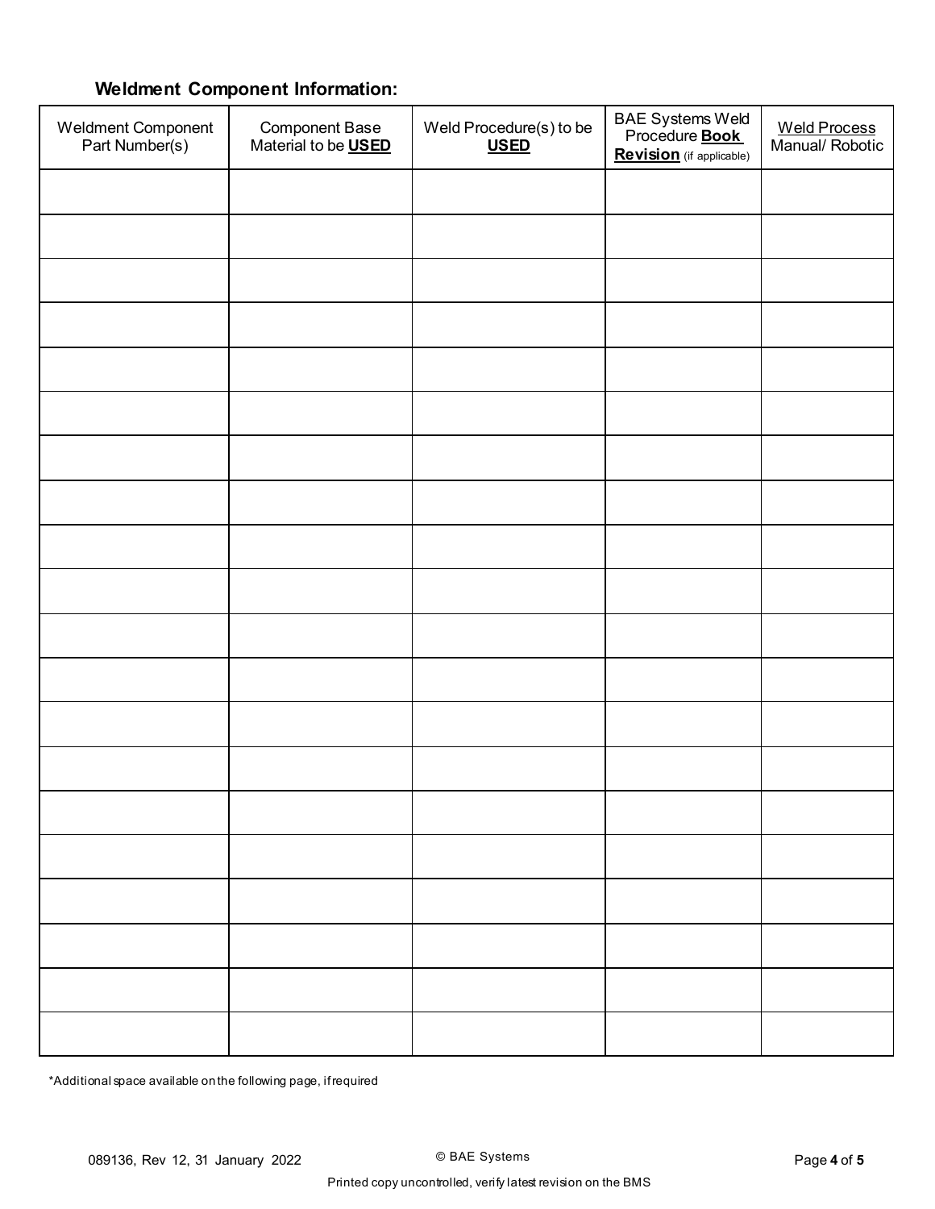**Weldment Component Information:**

| Weldment Component Part Number(s) | Component Base Material to be **USED** | Weld Procedure(s) to be **USED** | BAE Systems Weld Procedure **Book Revision** (if applicable) | Weld Process Manual/ Robotic |
|---|---|---|---|---|
| | | | | |
| | | | | |
| | | | | |
| | | | | |
| | | | | |
| | | | | |
| | | | | |
| | | | | |
| | | | | |
| | | | | |
| | | | | |
| | | | | |
| | | | | |
| | | | | |
| | | | | |
| | | | | |
| | | | | |
| | | | | |
| | | | | |
| | | | | |

*Additional space available on the following page, if required

089136, Rev 12, 31 January 2022

© BAE Systems

Printed copy uncontrolled, verify latest revision on the BMS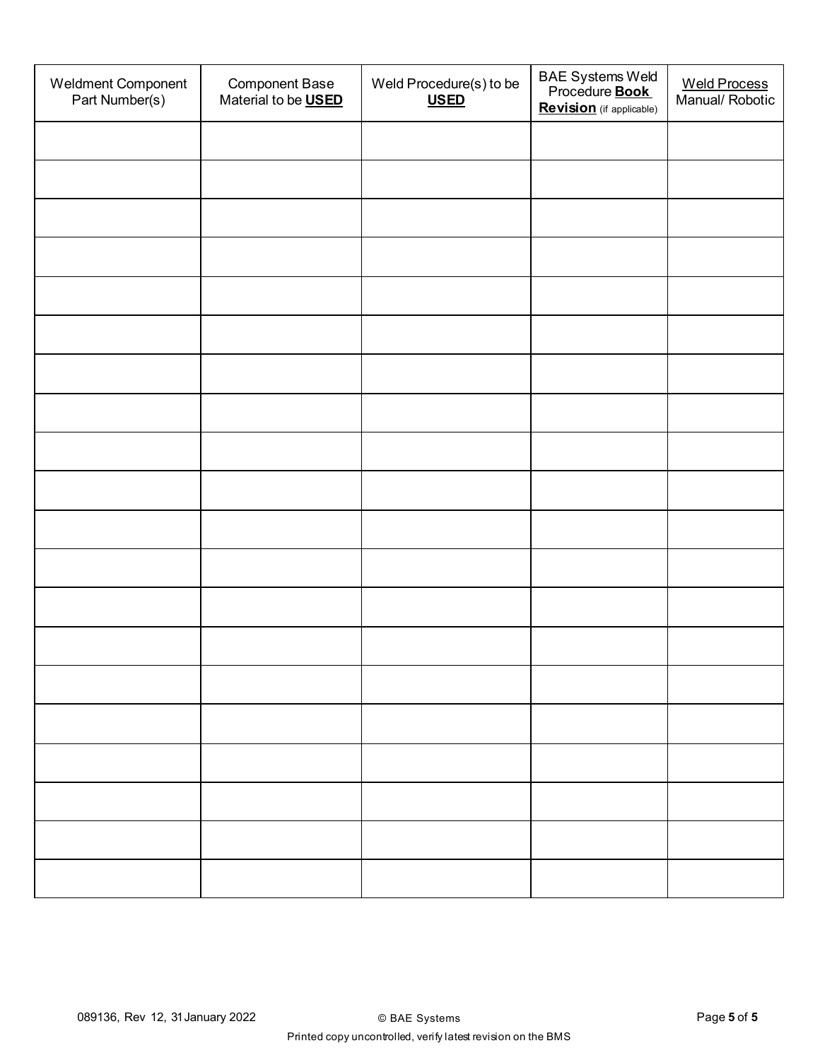| Weldment Component Part Number(s) | Component Base Material to be **USED** | Weld Procedure(s) to be **USED** | BAE Systems Weld Procedure **Book Revision** (if applicable) | Weld Process Manual/ Robotic |
|---|---|---|---|---|
| | | | | |
| | | | | |
| | | | | |
| | | | | |
| | | | | |
| | | | | |
| | | | | |
| | | | | |
| | | | | |
| | | | | |
| | | | | |
| | | | | |
| | | | | |
| | | | | |
| | | | | |
| | | | | |
| | | | | |
| | | | | |
| | | | | |
| | | | | |